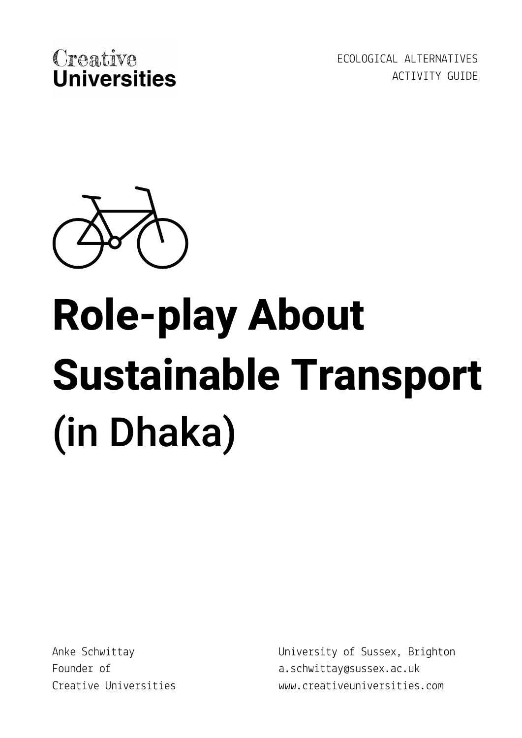Creative Universities

ECOLOGICAL ALTERNATIVES
ACTIVITY GUIDE

# Role-play About Sustainable Transport (in Dhaka)

Anke Schwittay
Founder of
Creative Universities

University of Sussex, Brighton
a.schwittay@sussex.ac.uk
www.creativeuniversities.com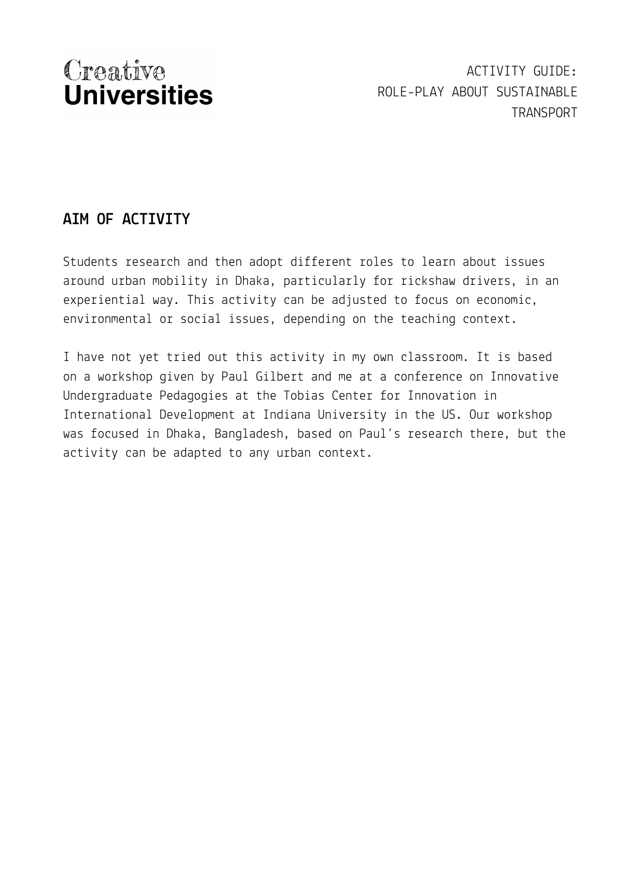## AIM OF ACTIVITY

Students research and then adopt different roles to learn about issues around urban mobility in Dhaka, particularly for rickshaw drivers, in an experiential way. This activity can be adjusted to focus on economic, environmental or social issues, depending on the teaching context.

I have not yet tried out this activity in my own classroom. It is based on a workshop given by Paul Gilbert and me at a conference on Innovative Undergraduate Pedagogies at the Tobias Center for Innovation in International Development at Indiana University in the US. Our workshop was focused in Dhaka, Bangladesh, based on Paul's research there, but the activity can be adapted to any urban context.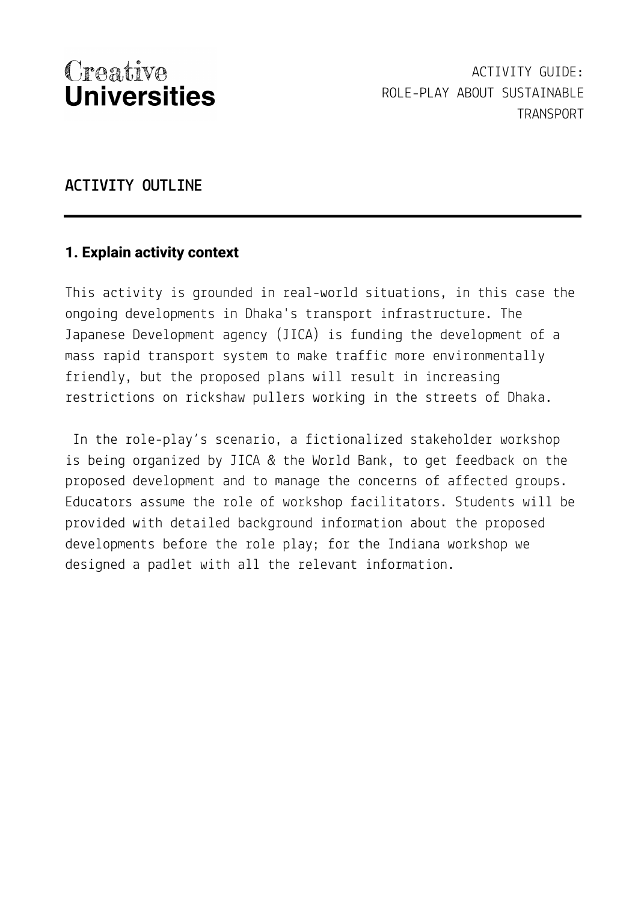# ACTIVITY OUTLINE

## 1. Explain activity context

This activity is grounded in real-world situations, in this case the ongoing developments in Dhaka's transport infrastructure. The Japanese Development agency (JICA) is funding the development of a mass rapid transport system to make traffic more environmentally friendly, but the proposed plans will result in increasing restrictions on rickshaw pullers working in the streets of Dhaka.

In the role-play's scenario, a fictionalized stakeholder workshop is being organized by JICA & the World Bank, to get feedback on the proposed development and to manage the concerns of affected groups. Educators assume the role of workshop facilitators. Students will be provided with detailed background information about the proposed developments before the role play; for the Indiana workshop we designed a padlet with all the relevant information.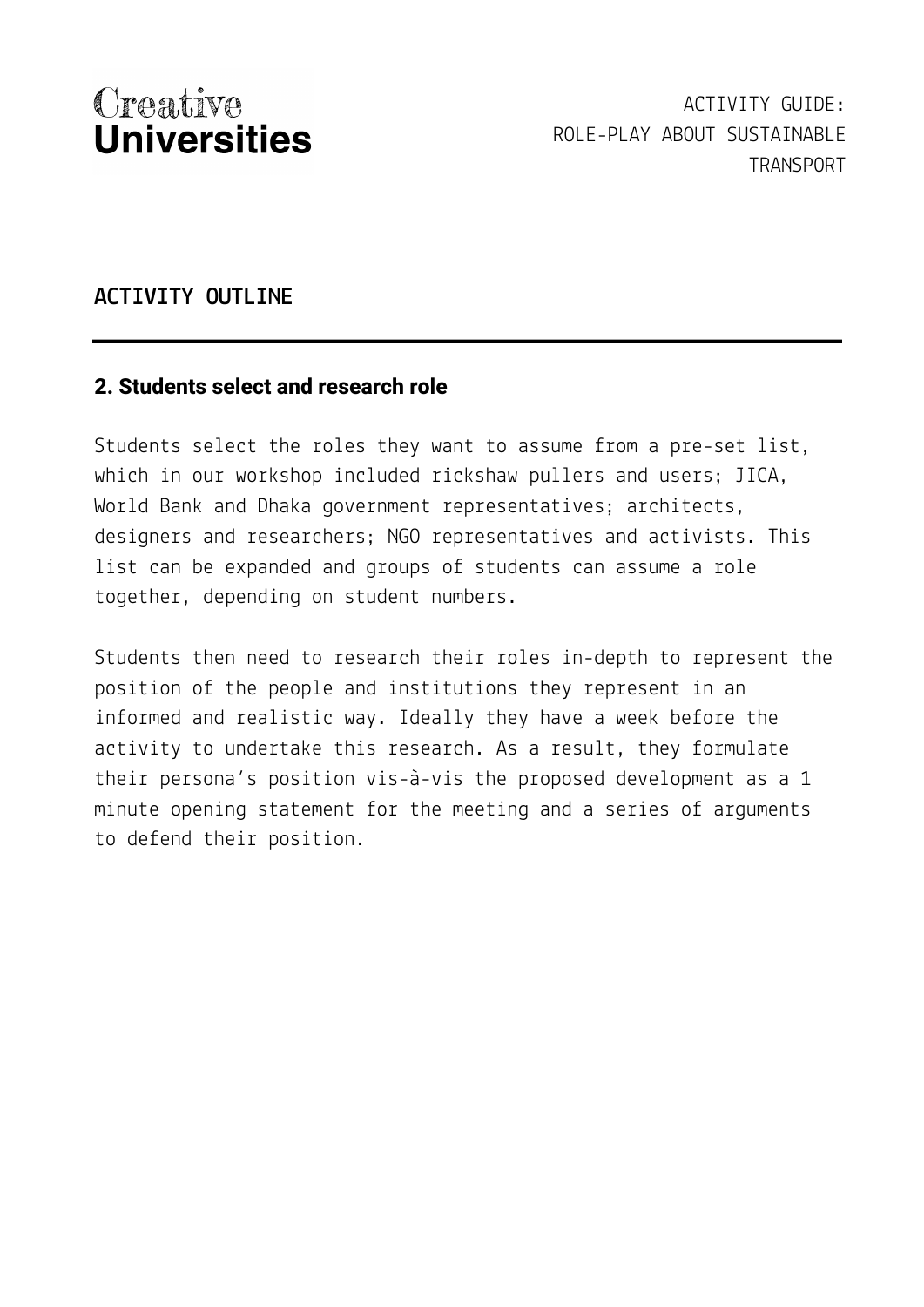## ACTIVITY OUTLINE

### 2. Students select and research role

Students select the roles they want to assume from a pre-set list, which in our workshop included rickshaw pullers and users; JICA, World Bank and Dhaka government representatives; architects, designers and researchers; NGO representatives and activists. This list can be expanded and groups of students can assume a role together, depending on student numbers.

Students then need to research their roles in-depth to represent the position of the people and institutions they represent in an informed and realistic way. Ideally they have a week before the activity to undertake this research. As a result, they formulate their persona's position vis-à-vis the proposed development as a 1 minute opening statement for the meeting and a series of arguments to defend their position.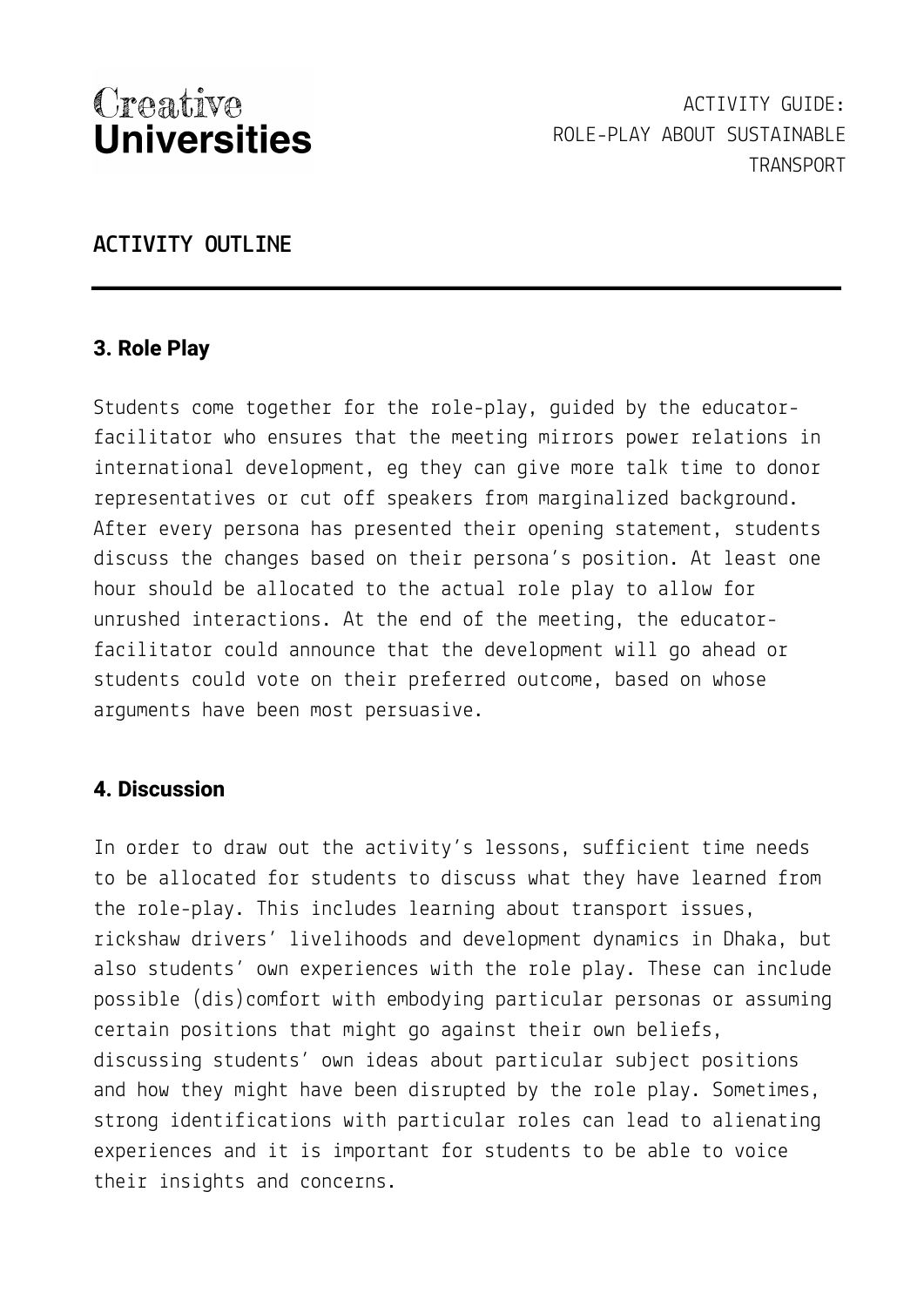## ACTIVITY OUTLINE

### 3. Role Play

Students come together for the role-play, guided by the educator-facilitator who ensures that the meeting mirrors power relations in international development, eg they can give more talk time to donor representatives or cut off speakers from marginalized background. After every persona has presented their opening statement, students discuss the changes based on their persona's position. At least one hour should be allocated to the actual role play to allow for unrushed interactions. At the end of the meeting, the educator-facilitator could announce that the development will go ahead or students could vote on their preferred outcome, based on whose arguments have been most persuasive.

### 4. Discussion

In order to draw out the activity's lessons, sufficient time needs to be allocated for students to discuss what they have learned from the role-play. This includes learning about transport issues, rickshaw drivers' livelihoods and development dynamics in Dhaka, but also students' own experiences with the role play. These can include possible (dis)comfort with embodying particular personas or assuming certain positions that might go against their own beliefs, discussing students' own ideas about particular subject positions and how they might have been disrupted by the role play. Sometimes, strong identifications with particular roles can lead to alienating experiences and it is important for students to be able to voice their insights and concerns.